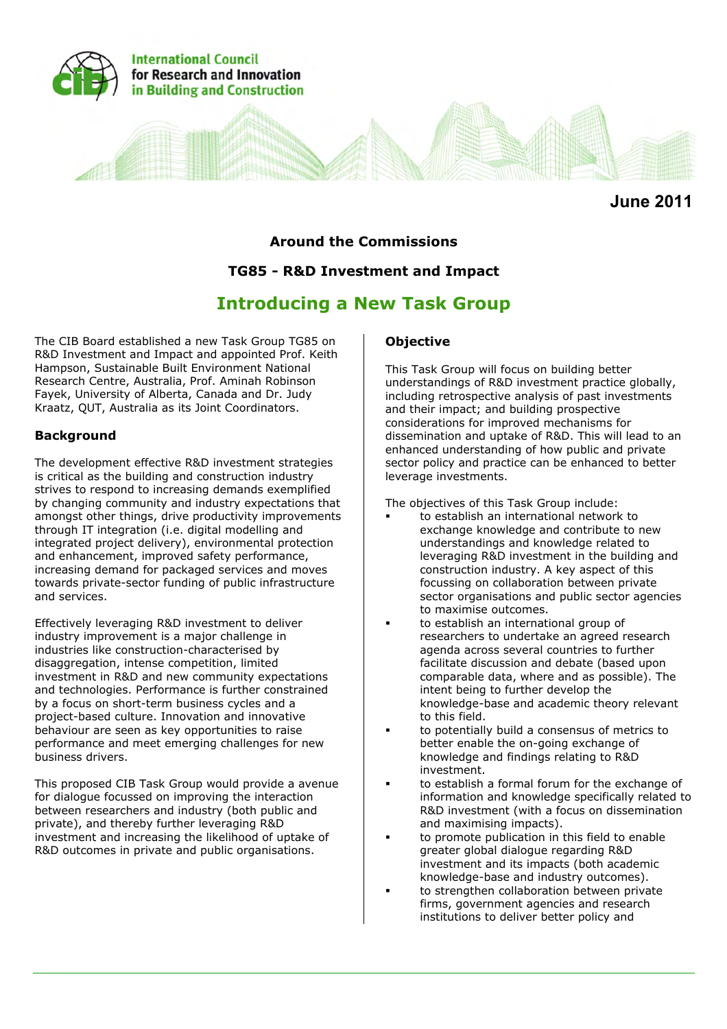International Council for Research and Innovation in Building and Construction

**June 2011**

### Around the Commissions

### TG85 - R&D Investment and Impact

# Introducing a New Task Group

The CIB Board established a new Task Group TG85 on R&D Investment and Impact and appointed Prof. Keith Hampson, Sustainable Built Environment National Research Centre, Australia, Prof. Aminah Robinson Fayek, University of Alberta, Canada and Dr. Judy Kraatz, QUT, Australia as its Joint Coordinators.

## Background

The development effective R&D investment strategies is critical as the building and construction industry strives to respond to increasing demands exemplified by changing community and industry expectations that amongst other things, drive productivity improvements through IT integration (i.e. digital modelling and integrated project delivery), environmental protection and enhancement, improved safety performance, increasing demand for packaged services and moves towards private-sector funding of public infrastructure and services.

Effectively leveraging R&D investment to deliver industry improvement is a major challenge in industries like construction-characterised by disaggregation, intense competition, limited investment in R&D and new community expectations and technologies. Performance is further constrained by a focus on short-term business cycles and a project-based culture. Innovation and innovative behaviour are seen as key opportunities to raise performance and meet emerging challenges for new business drivers.

This proposed CIB Task Group would provide a avenue for dialogue focussed on improving the interaction between researchers and industry (both public and private), and thereby further leveraging R&D investment and increasing the likelihood of uptake of R&D outcomes in private and public organisations.

## Objective

This Task Group will focus on building better understandings of R&D investment practice globally, including retrospective analysis of past investments and their impact; and building prospective considerations for improved mechanisms for dissemination and uptake of R&D. This will lead to an enhanced understanding of how public and private sector policy and practice can be enhanced to better leverage investments.

The objectives of this Task Group include:

- to establish an international network to exchange knowledge and contribute to new understandings and knowledge related to leveraging R&D investment in the building and construction industry. A key aspect of this focussing on collaboration between private sector organisations and public sector agencies to maximise outcomes.
- to establish an international group of researchers to undertake an agreed research agenda across several countries to further facilitate discussion and debate (based upon comparable data, where and as possible). The intent being to further develop the knowledge-base and academic theory relevant to this field.
- to potentially build a consensus of metrics to better enable the on-going exchange of knowledge and findings relating to R&D investment.
- to establish a formal forum for the exchange of information and knowledge specifically related to R&D investment (with a focus on dissemination and maximising impacts).
- to promote publication in this field to enable greater global dialogue regarding R&D investment and its impacts (both academic knowledge-base and industry outcomes).
- to strengthen collaboration between private firms, government agencies and research institutions to deliver better policy and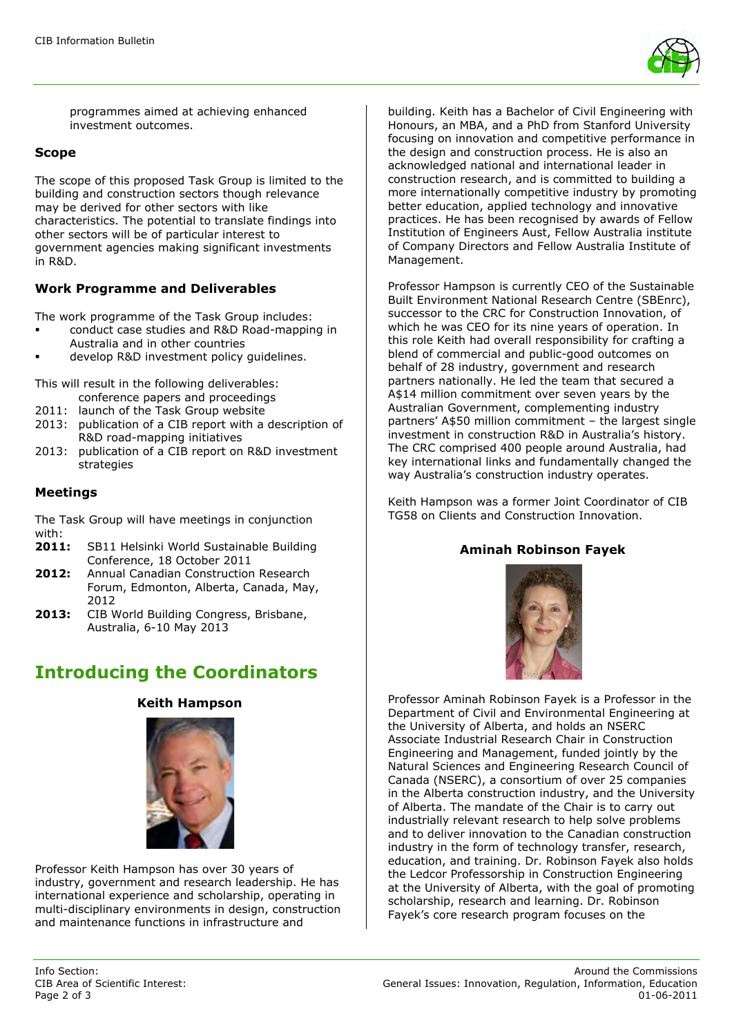programmes aimed at achieving enhanced investment outcomes.

### Scope

The scope of this proposed Task Group is limited to the building and construction sectors though relevance may be derived for other sectors with like characteristics. The potential to translate findings into other sectors will be of particular interest to government agencies making significant investments in R&D.

### Work Programme and Deliverables

The work programme of the Task Group includes:

- conduct case studies and R&D Road-mapping in Australia and in other countries
- develop R&D investment policy guidelines.

This will result in the following deliverables:

conference papers and proceedings
2011: launch of the Task Group website
2013: publication of a CIB report with a description of R&D road-mapping initiatives
2013: publication of a CIB report on R&D investment strategies

### Meetings

The Task Group will have meetings in conjunction with:

**2011:** SB11 Helsinki World Sustainable Building Conference, 18 October 2011
**2012:** Annual Canadian Construction Research Forum, Edmonton, Alberta, Canada, May, 2012
**2013:** CIB World Building Congress, Brisbane, Australia, 6-10 May 2013

## Introducing the Coordinators

### Keith Hampson

Professor Keith Hampson has over 30 years of industry, government and research leadership. He has international experience and scholarship, operating in multi-disciplinary environments in design, construction and maintenance functions in infrastructure and building. Keith has a Bachelor of Civil Engineering with Honours, an MBA, and a PhD from Stanford University focusing on innovation and competitive performance in the design and construction process. He is also an acknowledged national and international leader in construction research, and is committed to building a more internationally competitive industry by promoting better education, applied technology and innovative practices. He has been recognised by awards of Fellow Institution of Engineers Aust, Fellow Australia institute of Company Directors and Fellow Australia Institute of Management.

Professor Hampson is currently CEO of the Sustainable Built Environment National Research Centre (SBEnrc), successor to the CRC for Construction Innovation, of which he was CEO for its nine years of operation. In this role Keith had overall responsibility for crafting a blend of commercial and public-good outcomes on behalf of 28 industry, government and research partners nationally. He led the team that secured a A$14 million commitment over seven years by the Australian Government, complementing industry partners' A$50 million commitment – the largest single investment in construction R&D in Australia's history. The CRC comprised 400 people around Australia, had key international links and fundamentally changed the way Australia's construction industry operates.

Keith Hampson was a former Joint Coordinator of CIB TG58 on Clients and Construction Innovation.

### Aminah Robinson Fayek

Professor Aminah Robinson Fayek is a Professor in the Department of Civil and Environmental Engineering at the University of Alberta, and holds an NSERC Associate Industrial Research Chair in Construction Engineering and Management, funded jointly by the Natural Sciences and Engineering Research Council of Canada (NSERC), a consortium of over 25 companies in the Alberta construction industry, and the University of Alberta. The mandate of the Chair is to carry out industrially relevant research to help solve problems and to deliver innovation to the Canadian construction industry in the form of technology transfer, research, education, and training. Dr. Robinson Fayek also holds the Ledcor Professorship in Construction Engineering at the University of Alberta, with the goal of promoting scholarship, research and learning. Dr. Robinson Fayek's core research program focuses on the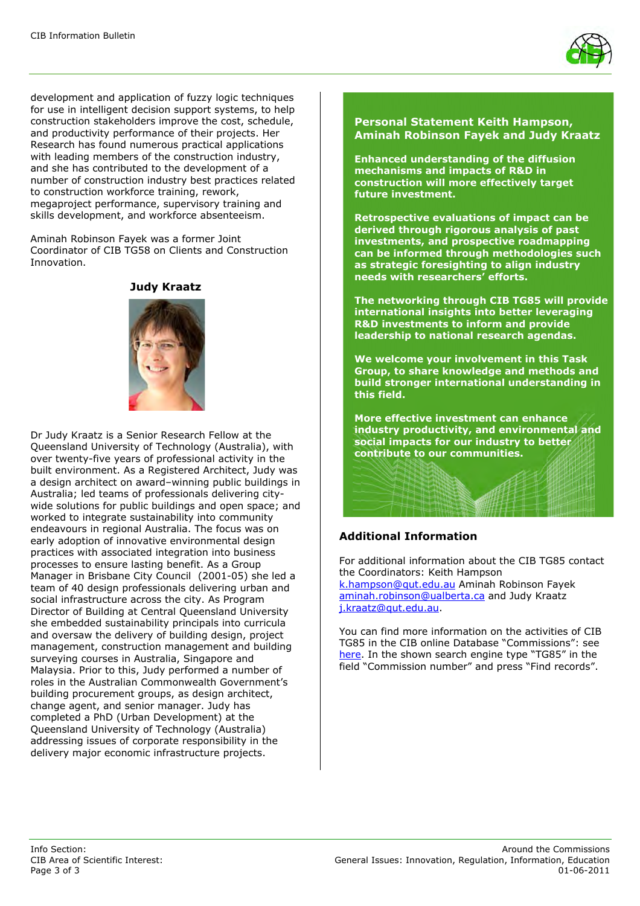development and application of fuzzy logic techniques for use in intelligent decision support systems, to help construction stakeholders improve the cost, schedule, and productivity performance of their projects. Her Research has found numerous practical applications with leading members of the construction industry, and she has contributed to the development of a number of construction industry best practices related to construction workforce training, rework, megaproject performance, supervisory training and skills development, and workforce absenteeism.

Aminah Robinson Fayek was a former Joint Coordinator of CIB TG58 on Clients and Construction Innovation.

**Judy Kraatz**

Dr Judy Kraatz is a Senior Research Fellow at the Queensland University of Technology (Australia), with over twenty-five years of professional activity in the built environment. As a Registered Architect, Judy was a design architect on award–winning public buildings in Australia; led teams of professionals delivering city-wide solutions for public buildings and open space; and worked to integrate sustainability into community endeavours in regional Australia. The focus was on early adoption of innovative environmental design practices with associated integration into business processes to ensure lasting benefit. As a Group Manager in Brisbane City Council (2001-05) she led a team of 40 design professionals delivering urban and social infrastructure across the city. As Program Director of Building at Central Queensland University she embedded sustainability principals into curricula and oversaw the delivery of building design, project management, construction management and building surveying courses in Australia, Singapore and Malaysia. Prior to this, Judy performed a number of roles in the Australian Commonwealth Government's building procurement groups, as design architect, change agent, and senior manager. Judy has completed a PhD (Urban Development) at the Queensland University of Technology (Australia) addressing issues of corporate responsibility in the delivery major economic infrastructure projects.

**Personal Statement Keith Hampson, Aminah Robinson Fayek and Judy Kraatz**

**Enhanced understanding of the diffusion mechanisms and impacts of R&D in construction will more effectively target future investment.**

**Retrospective evaluations of impact can be derived through rigorous analysis of past investments, and prospective roadmapping can be informed through methodologies such as strategic foresighting to align industry needs with researchers' efforts.**

**The networking through CIB TG85 will provide international insights into better leveraging R&D investments to inform and provide leadership to national research agendas.**

**We welcome your involvement in this Task Group, to share knowledge and methods and build stronger international understanding in this field.**

**More effective investment can enhance industry productivity, and environmental and social impacts for our industry to better contribute to our communities.**

## Additional Information

For additional information about the CIB TG85 contact the Coordinators: Keith Hampson k.hampson@qut.edu.au Aminah Robinson Fayek aminah.robinson@ualberta.ca and Judy Kraatz j.kraatz@qut.edu.au.

You can find more information on the activities of CIB TG85 in the CIB online Database "Commissions": see here. In the shown search engine type "TG85" in the field "Commission number" and press "Find records".